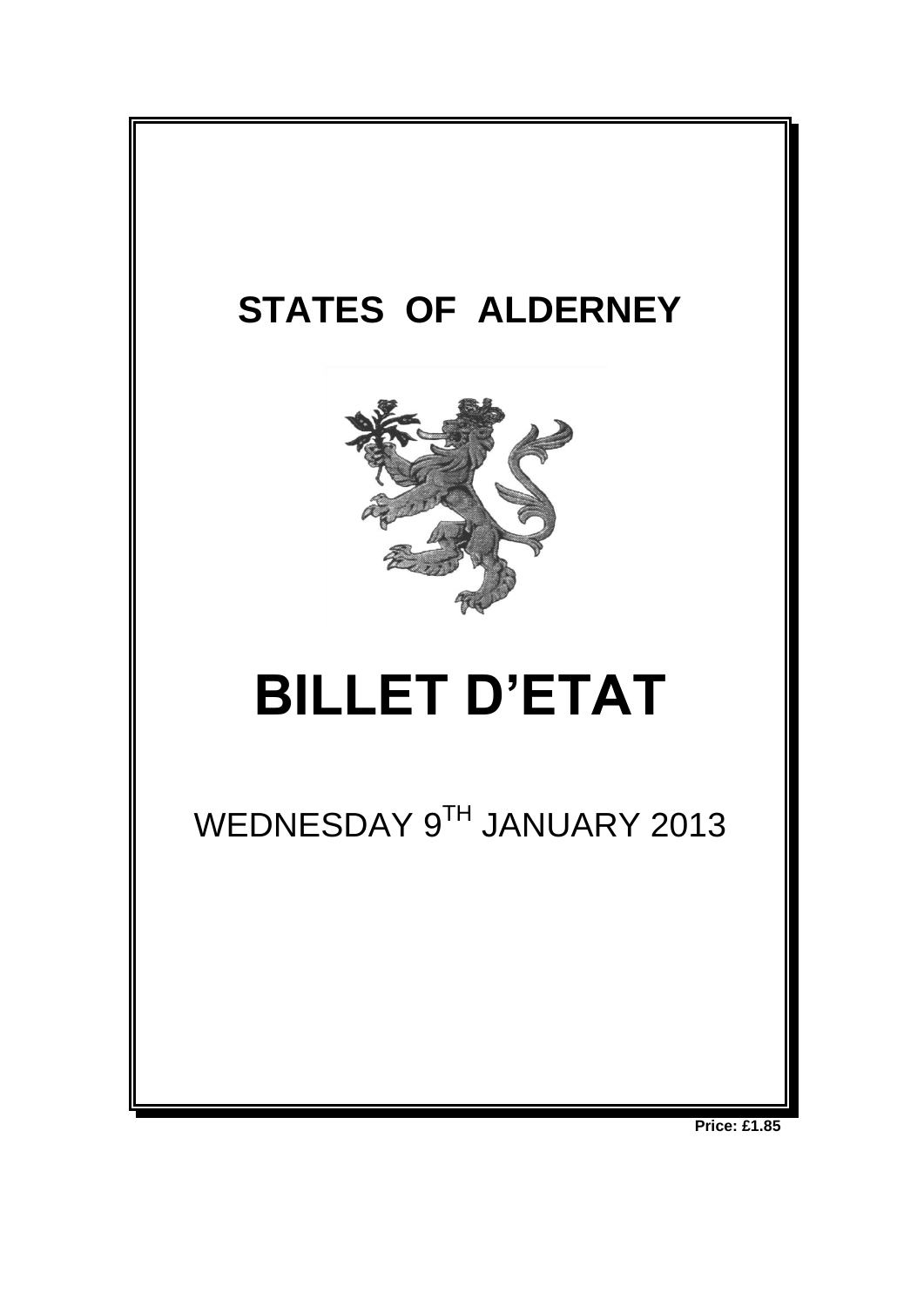# STATES OF ALDERNEY

# BILLET D'ETAT

WEDNESDAY 9$^{TH}$ JANUARY 2013

**Price: £1.85**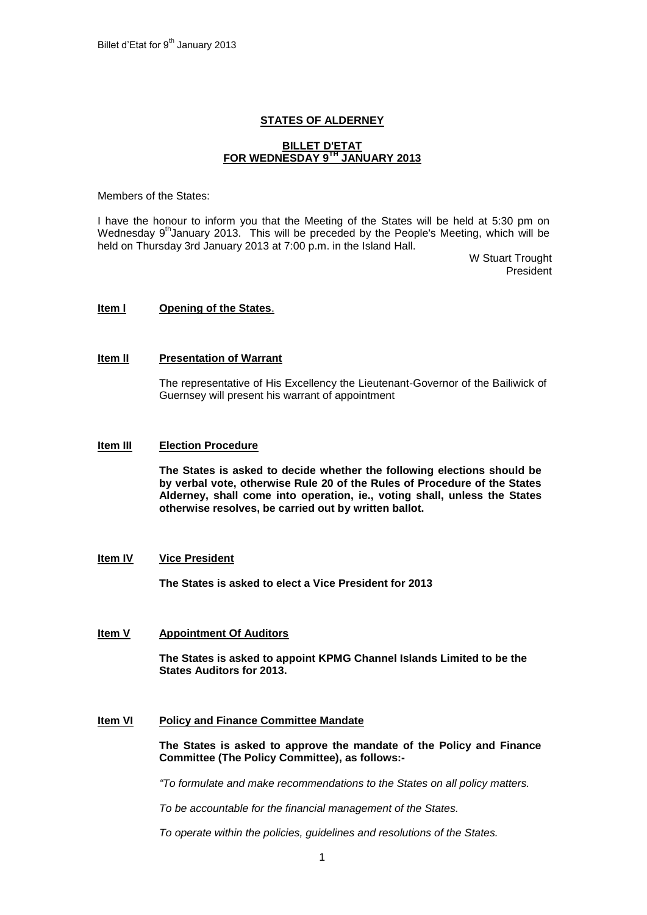# STATES OF ALDERNEY

## BILLET D'ETAT FOR WEDNESDAY 9TH JANUARY 2013

Members of the States:

I have the honour to inform you that the Meeting of the States will be held at 5:30 pm on Wednesday 9th January 2013. This will be preceded by the People's Meeting, which will be held on Thursday 3rd January 2013 at 7:00 p.m. in the Island Hall.

W Stuart Trought
President

**Item I** **Opening of the States**.

**Item II** **Presentation of Warrant**

The representative of His Excellency the Lieutenant-Governor of the Bailiwick of Guernsey will present his warrant of appointment

**Item III** **Election Procedure**

**The States is asked to decide whether the following elections should be by verbal vote, otherwise Rule 20 of the Rules of Procedure of the States Alderney, shall come into operation, ie., voting shall, unless the States otherwise resolves, be carried out by written ballot.**

**Item IV** **Vice President**

**The States is asked to elect a Vice President for 2013**

**Item V** **Appointment Of Auditors**

**The States is asked to appoint KPMG Channel Islands Limited to be the States Auditors for 2013.**

**Item VI** **Policy and Finance Committee Mandate**

**The States is asked to approve the mandate of the Policy and Finance Committee (The Policy Committee), as follows:-**

*"To formulate and make recommendations to the States on all policy matters.*

*To be accountable for the financial management of the States.*

*To operate within the policies, guidelines and resolutions of the States.*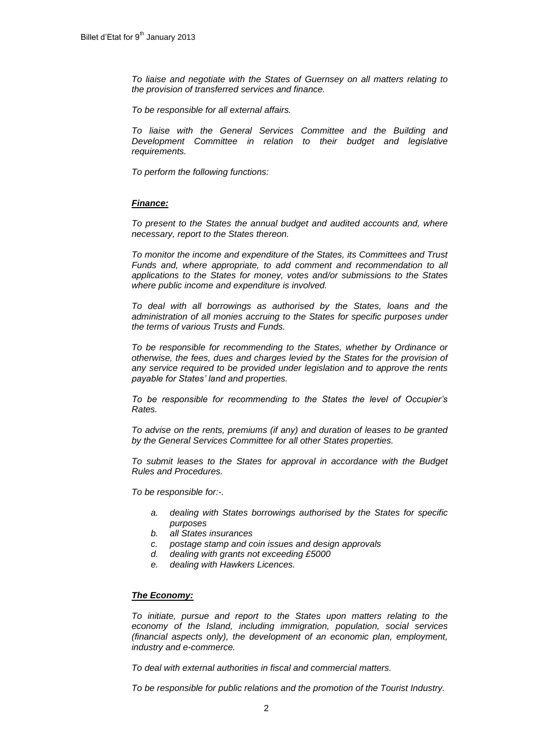*To liaise and negotiate with the States of Guernsey on all matters relating to the provision of transferred services and finance.*

*To be responsible for all external affairs.*

*To liaise with the General Services Committee and the Building and Development Committee in relation to their budget and legislative requirements.*

*To perform the following functions:*

***Finance:***

*To present to the States the annual budget and audited accounts and, where necessary, report to the States thereon.*

*To monitor the income and expenditure of the States, its Committees and Trust Funds and, where appropriate, to add comment and recommendation to all applications to the States for money, votes and/or submissions to the States where public income and expenditure is involved.*

*To deal with all borrowings as authorised by the States, loans and the administration of all monies accruing to the States for specific purposes under the terms of various Trusts and Funds.*

*To be responsible for recommending to the States, whether by Ordinance or otherwise, the fees, dues and charges levied by the States for the provision of any service required to be provided under legislation and to approve the rents payable for States' land and properties.*

*To be responsible for recommending to the States the level of Occupier's Rates.*

*To advise on the rents, premiums (if any) and duration of leases to be granted by the General Services Committee for all other States properties.*

*To submit leases to the States for approval in accordance with the Budget Rules and Procedures.*

*To be responsible for:-.*

- *a. dealing with States borrowings authorised by the States for specific purposes*
- *b. all States insurances*
- *c. postage stamp and coin issues and design approvals*
- *d. dealing with grants not exceeding £5000*
- *e. dealing with Hawkers Licences.*

***The Economy:***

*To initiate, pursue and report to the States upon matters relating to the economy of the Island, including immigration, population, social services (financial aspects only), the development of an economic plan, employment, industry and e-commerce.*

*To deal with external authorities in fiscal and commercial matters.*

*To be responsible for public relations and the promotion of the Tourist Industry.*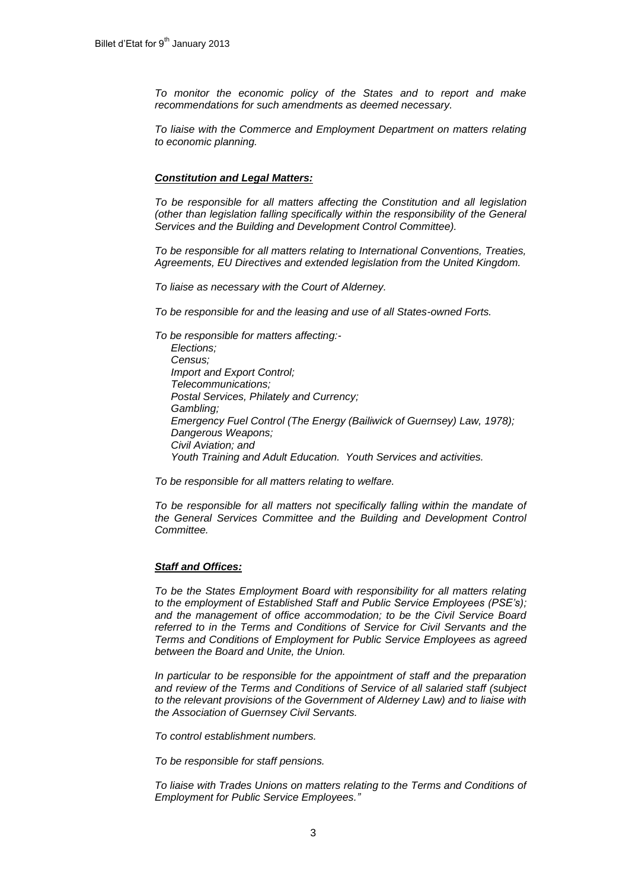*To monitor the economic policy of the States and to report and make recommendations for such amendments as deemed necessary.*

*To liaise with the Commerce and Employment Department on matters relating to economic planning.*

***Constitution and Legal Matters:***

*To be responsible for all matters affecting the Constitution and all legislation (other than legislation falling specifically within the responsibility of the General Services and the Building and Development Control Committee).*

*To be responsible for all matters relating to International Conventions, Treaties, Agreements, EU Directives and extended legislation from the United Kingdom.*

*To liaise as necessary with the Court of Alderney.*

*To be responsible for and the leasing and use of all States-owned Forts.*

*To be responsible for matters affecting:-*
- *Elections;*
- *Census;*
- *Import and Export Control;*
- *Telecommunications;*
- *Postal Services, Philately and Currency;*
- *Gambling;*
- *Emergency Fuel Control (The Energy (Bailiwick of Guernsey) Law, 1978);*
- *Dangerous Weapons;*
- *Civil Aviation; and*
- *Youth Training and Adult Education. Youth Services and activities.*

*To be responsible for all matters relating to welfare.*

*To be responsible for all matters not specifically falling within the mandate of the General Services Committee and the Building and Development Control Committee.*

***Staff and Offices:***

*To be the States Employment Board with responsibility for all matters relating to the employment of Established Staff and Public Service Employees (PSE's); and the management of office accommodation; to be the Civil Service Board referred to in the Terms and Conditions of Service for Civil Servants and the Terms and Conditions of Employment for Public Service Employees as agreed between the Board and Unite, the Union.*

*In particular to be responsible for the appointment of staff and the preparation and review of the Terms and Conditions of Service of all salaried staff (subject to the relevant provisions of the Government of Alderney Law) and to liaise with the Association of Guernsey Civil Servants.*

*To control establishment numbers.*

*To be responsible for staff pensions.*

*To liaise with Trades Unions on matters relating to the Terms and Conditions of Employment for Public Service Employees."*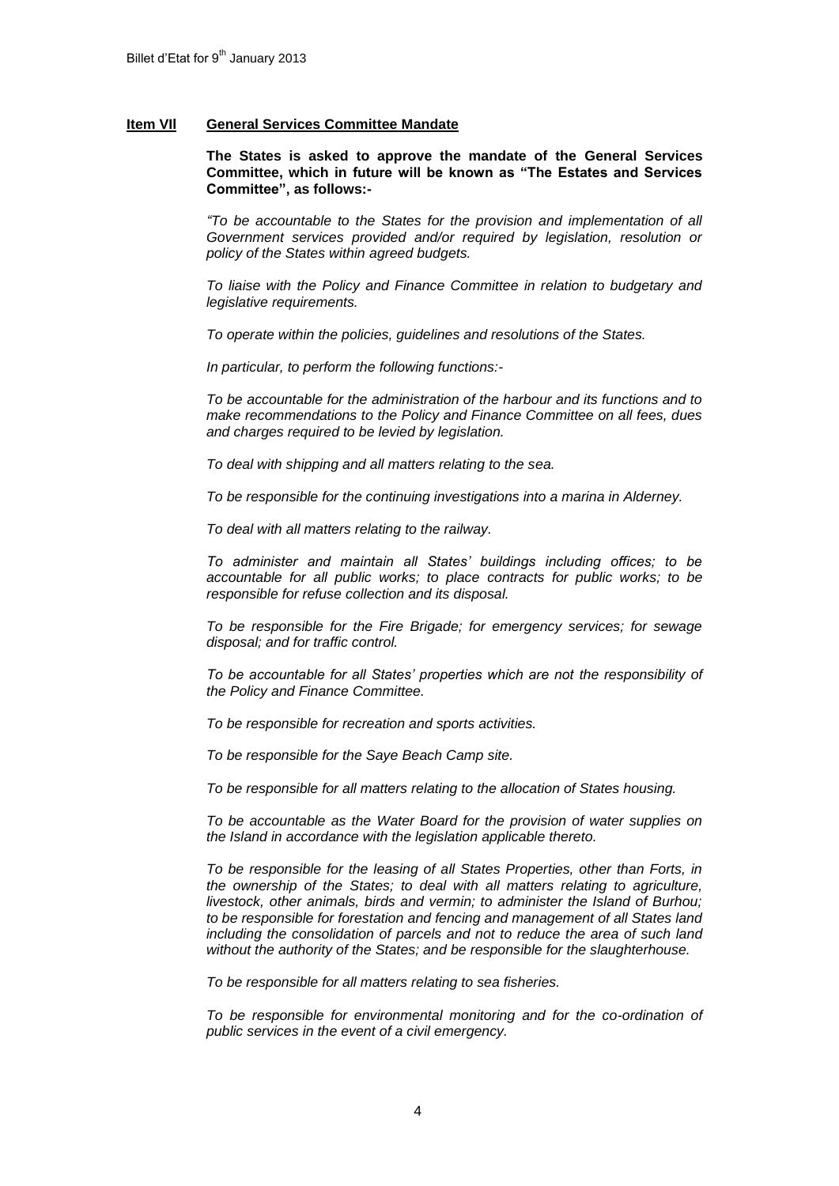**Item VII General Services Committee Mandate**

**The States is asked to approve the mandate of the General Services Committee, which in future will be known as "The Estates and Services Committee", as follows:-**

*"To be accountable to the States for the provision and implementation of all Government services provided and/or required by legislation, resolution or policy of the States within agreed budgets.*

*To liaise with the Policy and Finance Committee in relation to budgetary and legislative requirements.*

*To operate within the policies, guidelines and resolutions of the States.*

*In particular, to perform the following functions:-*

*To be accountable for the administration of the harbour and its functions and to make recommendations to the Policy and Finance Committee on all fees, dues and charges required to be levied by legislation.*

*To deal with shipping and all matters relating to the sea.*

*To be responsible for the continuing investigations into a marina in Alderney.*

*To deal with all matters relating to the railway.*

*To administer and maintain all States' buildings including offices; to be accountable for all public works; to place contracts for public works; to be responsible for refuse collection and its disposal.*

*To be responsible for the Fire Brigade; for emergency services; for sewage disposal; and for traffic control.*

*To be accountable for all States' properties which are not the responsibility of the Policy and Finance Committee.*

*To be responsible for recreation and sports activities.*

*To be responsible for the Saye Beach Camp site.*

*To be responsible for all matters relating to the allocation of States housing.*

*To be accountable as the Water Board for the provision of water supplies on the Island in accordance with the legislation applicable thereto.*

*To be responsible for the leasing of all States Properties, other than Forts, in the ownership of the States; to deal with all matters relating to agriculture, livestock, other animals, birds and vermin; to administer the Island of Burhou; to be responsible for forestation and fencing and management of all States land including the consolidation of parcels and not to reduce the area of such land without the authority of the States; and be responsible for the slaughterhouse.*

*To be responsible for all matters relating to sea fisheries.*

*To be responsible for environmental monitoring and for the co-ordination of public services in the event of a civil emergency.*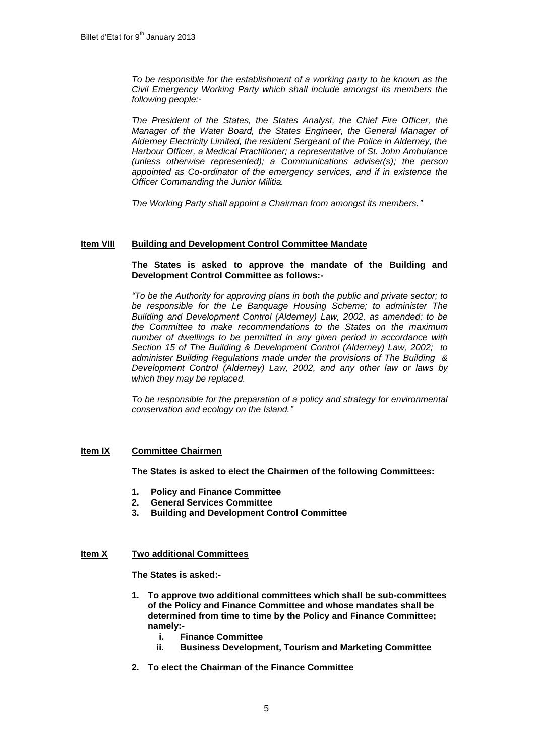*To be responsible for the establishment of a working party to be known as the Civil Emergency Working Party which shall include amongst its members the following people:-*

*The President of the States, the States Analyst, the Chief Fire Officer, the Manager of the Water Board, the States Engineer, the General Manager of Alderney Electricity Limited, the resident Sergeant of the Police in Alderney, the Harbour Officer, a Medical Practitioner; a representative of St. John Ambulance (unless otherwise represented); a Communications adviser(s); the person appointed as Co-ordinator of the emergency services, and if in existence the Officer Commanding the Junior Militia.*

*The Working Party shall appoint a Chairman from amongst its members."*

**Item VIII** **Building and Development Control Committee Mandate**

**The States is asked to approve the mandate of the Building and Development Control Committee as follows:-**

*"To be the Authority for approving plans in both the public and private sector; to be responsible for the Le Banquage Housing Scheme; to administer The Building and Development Control (Alderney) Law, 2002, as amended; to be the Committee to make recommendations to the States on the maximum number of dwellings to be permitted in any given period in accordance with Section 15 of The Building & Development Control (Alderney) Law, 2002; to administer Building Regulations made under the provisions of The Building & Development Control (Alderney) Law, 2002, and any other law or laws by which they may be replaced.*

*To be responsible for the preparation of a policy and strategy for environmental conservation and ecology on the Island."*

**Item IX** **Committee Chairmen**

**The States is asked to elect the Chairmen of the following Committees:**

1. **Policy and Finance Committee**
2. **General Services Committee**
3. **Building and Development Control Committee**

**Item X** **Two additional Committees**

**The States is asked:-**

1. **To approve two additional committees which shall be sub-committees of the Policy and Finance Committee and whose mandates shall be determined from time to time by the Policy and Finance Committee; namely:-**
   - i. **Finance Committee**
   - ii. **Business Development, Tourism and Marketing Committee**
2. **To elect the Chairman of the Finance Committee**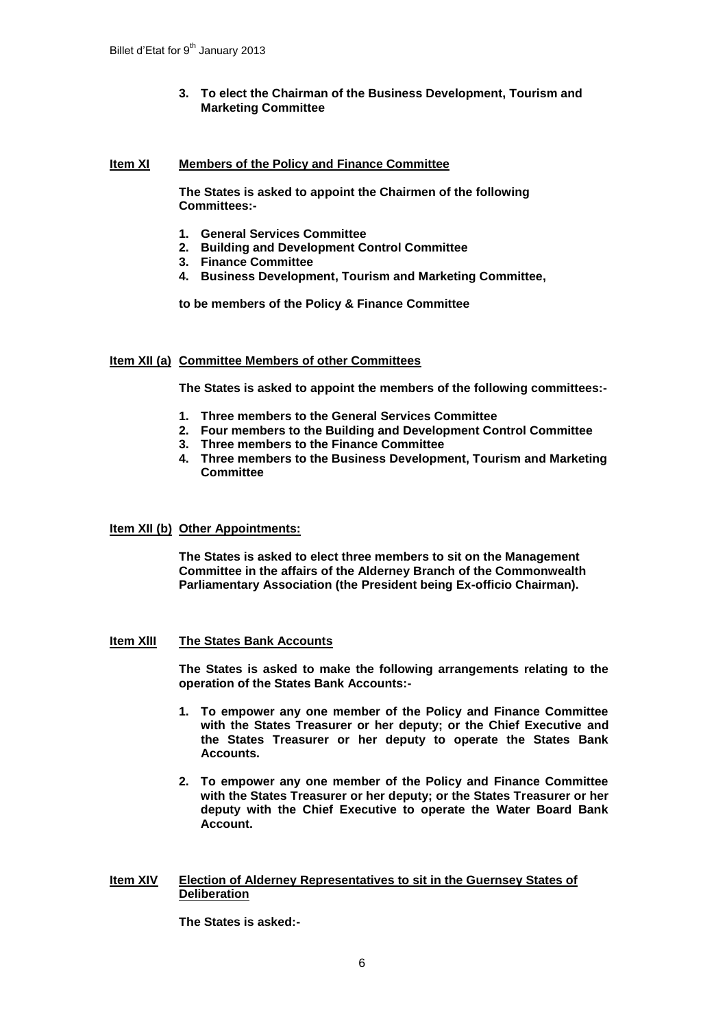**3. To elect the Chairman of the Business Development, Tourism and Marketing Committee**

**Item XI Members of the Policy and Finance Committee**

**The States is asked to appoint the Chairmen of the following Committees:-**

1. **General Services Committee**
2. **Building and Development Control Committee**
3. **Finance Committee**
4. **Business Development, Tourism and Marketing Committee,**

**to be members of the Policy & Finance Committee**

**Item XII (a) Committee Members of other Committees**

**The States is asked to appoint the members of the following committees:-**

1. **Three members to the General Services Committee**
2. **Four members to the Building and Development Control Committee**
3. **Three members to the Finance Committee**
4. **Three members to the Business Development, Tourism and Marketing Committee**

**Item XII (b) Other Appointments:**

**The States is asked to elect three members to sit on the Management Committee in the affairs of the Alderney Branch of the Commonwealth Parliamentary Association (the President being Ex-officio Chairman).**

**Item XIII The States Bank Accounts**

**The States is asked to make the following arrangements relating to the operation of the States Bank Accounts:-**

1. **To empower any one member of the Policy and Finance Committee with the States Treasurer or her deputy; or the Chief Executive and the States Treasurer or her deputy to operate the States Bank Accounts.**
2. **To empower any one member of the Policy and Finance Committee with the States Treasurer or her deputy; or the States Treasurer or her deputy with the Chief Executive to operate the Water Board Bank Account.**

**Item XIV Election of Alderney Representatives to sit in the Guernsey States of Deliberation**

**The States is asked:-**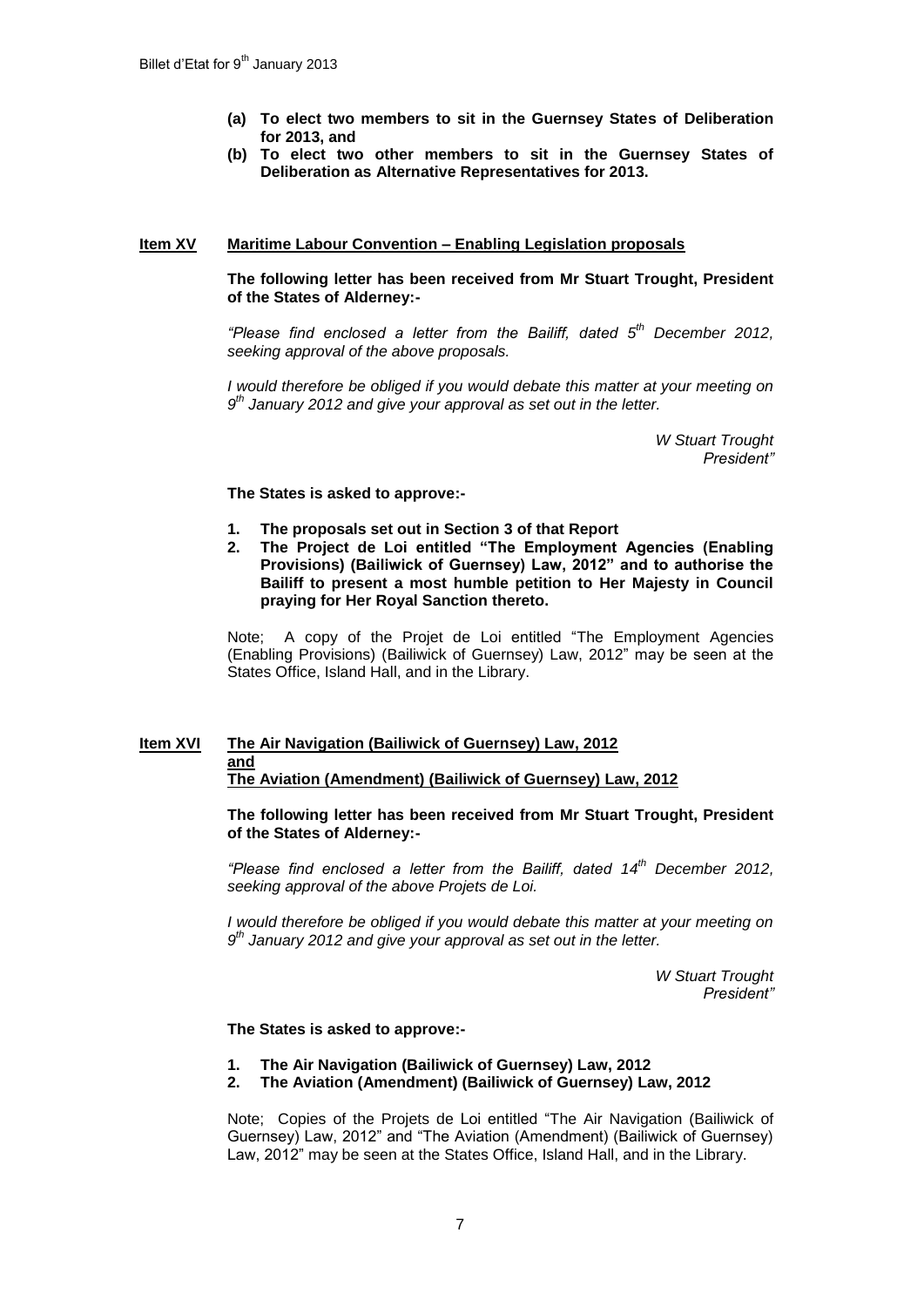**(a) To elect two members to sit in the Guernsey States of Deliberation for 2013, and**

**(b) To elect two other members to sit in the Guernsey States of Deliberation as Alternative Representatives for 2013.**

**Item XV** **Maritime Labour Convention – Enabling Legislation proposals**

**The following letter has been received from Mr Stuart Trought, President of the States of Alderney:-**

*"Please find enclosed a letter from the Bailiff, dated 5th December 2012, seeking approval of the above proposals.*

*I would therefore be obliged if you would debate this matter at your meeting on 9th January 2012 and give your approval as set out in the letter.*

*W Stuart Trought*
*President"*

**The States is asked to approve:-**

1. **The proposals set out in Section 3 of that Report**
2. **The Project de Loi entitled "The Employment Agencies (Enabling Provisions) (Bailiwick of Guernsey) Law, 2012" and to authorise the Bailiff to present a most humble petition to Her Majesty in Council praying for Her Royal Sanction thereto.**

Note; A copy of the Projet de Loi entitled "The Employment Agencies (Enabling Provisions) (Bailiwick of Guernsey) Law, 2012" may be seen at the States Office, Island Hall, and in the Library.

**Item XVI** **The Air Navigation (Bailiwick of Guernsey) Law, 2012 and The Aviation (Amendment) (Bailiwick of Guernsey) Law, 2012**

**The following letter has been received from Mr Stuart Trought, President of the States of Alderney:-**

*"Please find enclosed a letter from the Bailiff, dated 14th December 2012, seeking approval of the above Projets de Loi.*

*I would therefore be obliged if you would debate this matter at your meeting on 9th January 2012 and give your approval as set out in the letter.*

*W Stuart Trought*
*President"*

**The States is asked to approve:-**

1. **The Air Navigation (Bailiwick of Guernsey) Law, 2012**
2. **The Aviation (Amendment) (Bailiwick of Guernsey) Law, 2012**

Note; Copies of the Projets de Loi entitled "The Air Navigation (Bailiwick of Guernsey) Law, 2012" and "The Aviation (Amendment) (Bailiwick of Guernsey) Law, 2012" may be seen at the States Office, Island Hall, and in the Library.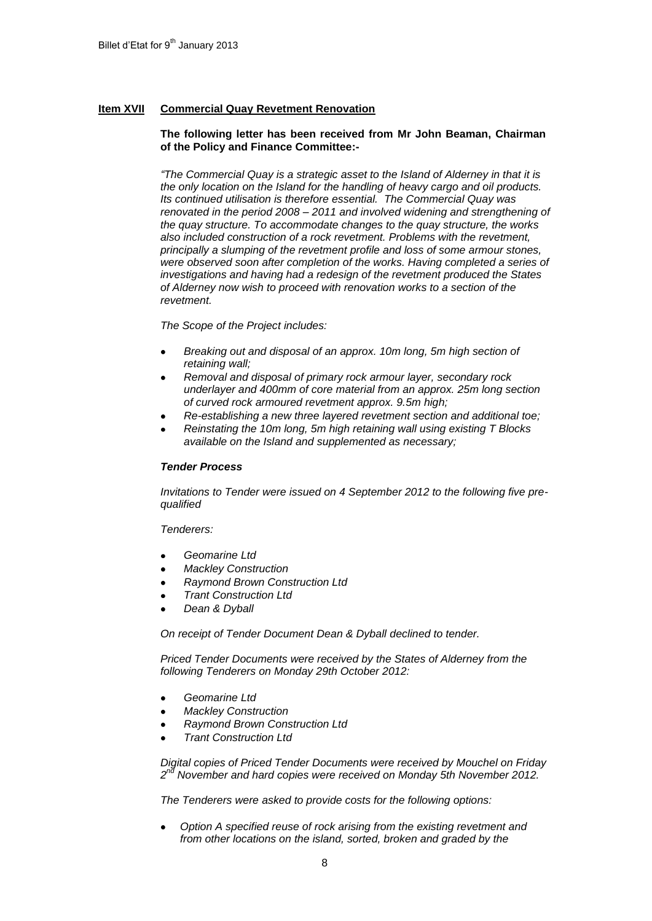## Item XVII Commercial Quay Revetment Renovation

**The following letter has been received from Mr John Beaman, Chairman of the Policy and Finance Committee:-**

*"The Commercial Quay is a strategic asset to the Island of Alderney in that it is the only location on the Island for the handling of heavy cargo and oil products. Its continued utilisation is therefore essential. The Commercial Quay was renovated in the period 2008 – 2011 and involved widening and strengthening of the quay structure. To accommodate changes to the quay structure, the works also included construction of a rock revetment. Problems with the revetment, principally a slumping of the revetment profile and loss of some armour stones, were observed soon after completion of the works. Having completed a series of investigations and having had a redesign of the revetment produced the States of Alderney now wish to proceed with renovation works to a section of the revetment.*

*The Scope of the Project includes:*

- *Breaking out and disposal of an approx. 10m long, 5m high section of retaining wall;*
- *Removal and disposal of primary rock armour layer, secondary rock underlayer and 400mm of core material from an approx. 25m long section of curved rock armoured revetment approx. 9.5m high;*
- *Re-establishing a new three layered revetment section and additional toe;*
- *Reinstating the 10m long, 5m high retaining wall using existing T Blocks available on the Island and supplemented as necessary;*

***Tender Process***

*Invitations to Tender were issued on 4 September 2012 to the following five pre-qualified*

*Tenderers:*

- *Geomarine Ltd*
- *Mackley Construction*
- *Raymond Brown Construction Ltd*
- *Trant Construction Ltd*
- *Dean & Dyball*

*On receipt of Tender Document Dean & Dyball declined to tender.*

*Priced Tender Documents were received by the States of Alderney from the following Tenderers on Monday 29th October 2012:*

- *Geomarine Ltd*
- *Mackley Construction*
- *Raymond Brown Construction Ltd*
- *Trant Construction Ltd*

*Digital copies of Priced Tender Documents were received by Mouchel on Friday 2nd November and hard copies were received on Monday 5th November 2012.*

*The Tenderers were asked to provide costs for the following options:*

- *Option A specified reuse of rock arising from the existing revetment and from other locations on the island, sorted, broken and graded by the*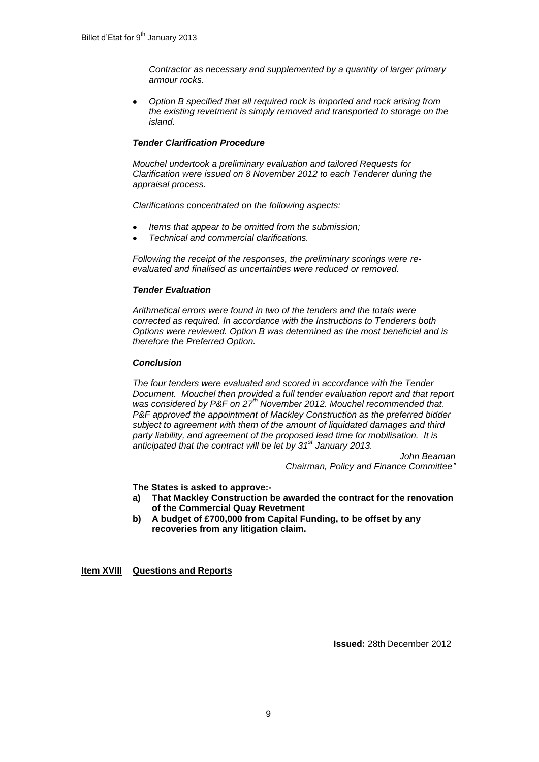*Contractor as necessary and supplemented by a quantity of larger primary armour rocks.*

- *Option B specified that all required rock is imported and rock arising from the existing revetment is simply removed and transported to storage on the island.*

***Tender Clarification Procedure***

*Mouchel undertook a preliminary evaluation and tailored Requests for Clarification were issued on 8 November 2012 to each Tenderer during the appraisal process.*

*Clarifications concentrated on the following aspects:*

- *Items that appear to be omitted from the submission;*
- *Technical and commercial clarifications.*

*Following the receipt of the responses, the preliminary scorings were re-evaluated and finalised as uncertainties were reduced or removed.*

***Tender Evaluation***

*Arithmetical errors were found in two of the tenders and the totals were corrected as required. In accordance with the Instructions to Tenderers both Options were reviewed. Option B was determined as the most beneficial and is therefore the Preferred Option.*

***Conclusion***

*The four tenders were evaluated and scored in accordance with the Tender Document. Mouchel then provided a full tender evaluation report and that report was considered by P&F on 27th November 2012. Mouchel recommended that. P&F approved the appointment of Mackley Construction as the preferred bidder subject to agreement with them of the amount of liquidated damages and third party liability, and agreement of the proposed lead time for mobilisation. It is anticipated that the contract will be let by 31st January 2013.*

*John Beaman*
*Chairman, Policy and Finance Committee"*

**The States is asked to approve:-**

**a) That Mackley Construction be awarded the contract for the renovation of the Commercial Quay Revetment**

**b) A budget of £700,000 from Capital Funding, to be offset by any recoveries from any litigation claim.**

**Item XVIII Questions and Reports**

**Issued:** 28th December 2012